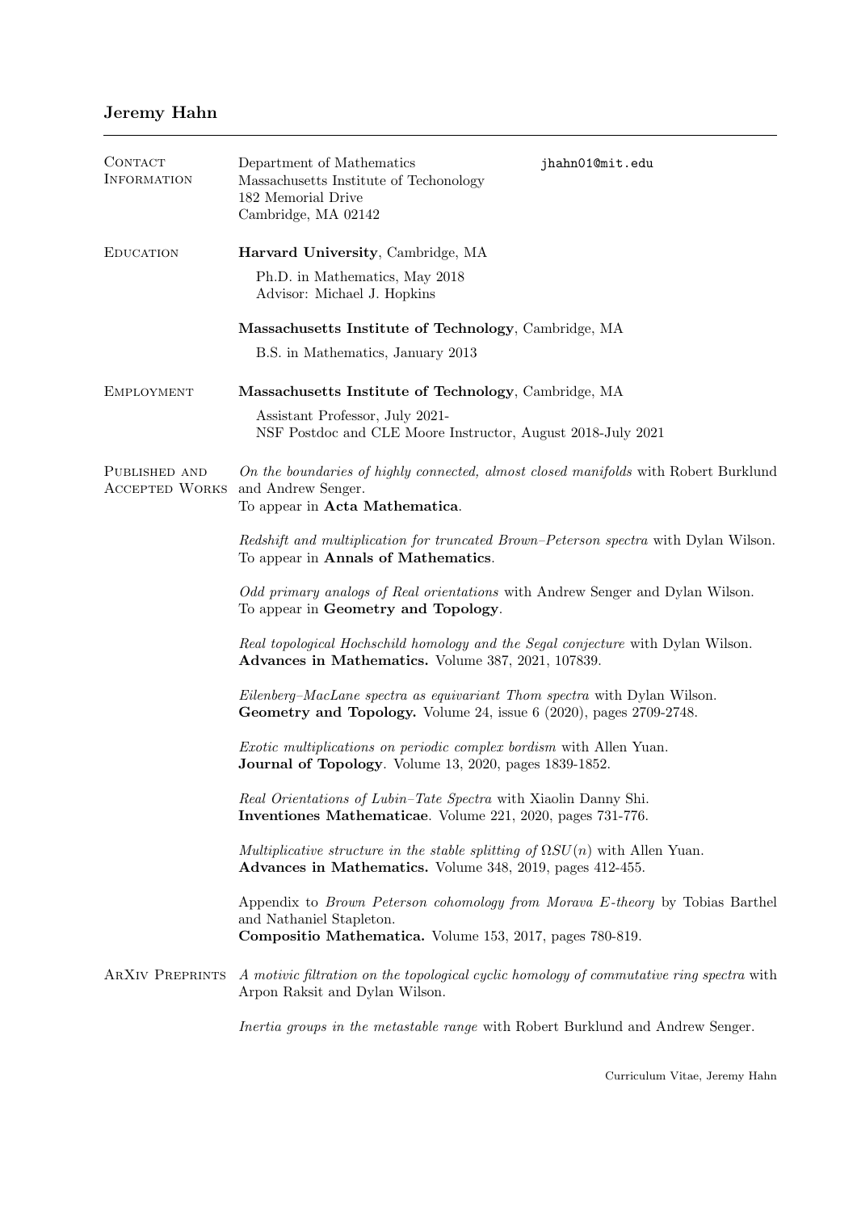# Jeremy Hahn

## Contact Information

Department of Mathematics
Massachusetts Institute of Techonology
182 Memorial Drive
Cambridge, MA 02142

jhahn01@mit.edu

## Education

**Harvard University**, Cambridge, MA

Ph.D. in Mathematics, May 2018
Advisor: Michael J. Hopkins

**Massachusetts Institute of Technology**, Cambridge, MA

B.S. in Mathematics, January 2013

## Employment

**Massachusetts Institute of Technology**, Cambridge, MA

Assistant Professor, July 2021-
NSF Postdoc and CLE Moore Instructor, August 2018-July 2021

## Published and Accepted Works

*On the boundaries of highly connected, almost closed manifolds* with Robert Burklund and Andrew Senger.
To appear in **Acta Mathematica**.

*Redshift and multiplication for truncated Brown–Peterson spectra* with Dylan Wilson.
To appear in **Annals of Mathematics**.

*Odd primary analogs of Real orientations* with Andrew Senger and Dylan Wilson.
To appear in **Geometry and Topology**.

*Real topological Hochschild homology and the Segal conjecture* with Dylan Wilson.
**Advances in Mathematics.** Volume 387, 2021, 107839.

*Eilenberg–MacLane spectra as equivariant Thom spectra* with Dylan Wilson.
**Geometry and Topology.** Volume 24, issue 6 (2020), pages 2709-2748.

*Exotic multiplications on periodic complex bordism* with Allen Yuan.
**Journal of Topology**. Volume 13, 2020, pages 1839-1852.

*Real Orientations of Lubin–Tate Spectra* with Xiaolin Danny Shi.
**Inventiones Mathematicae**. Volume 221, 2020, pages 731-776.

*Multiplicative structure in the stable splitting of $\Omega SU(n)$* with Allen Yuan.
**Advances in Mathematics.** Volume 348, 2019, pages 412-455.

Appendix to *Brown Peterson cohomology from Morava E-theory* by Tobias Barthel and Nathaniel Stapleton.
**Compositio Mathematica.** Volume 153, 2017, pages 780-819.

## ArXiv Preprints

*A motivic filtration on the topological cyclic homology of commutative ring spectra* with Arpon Raksit and Dylan Wilson.

*Inertia groups in the metastable range* with Robert Burklund and Andrew Senger.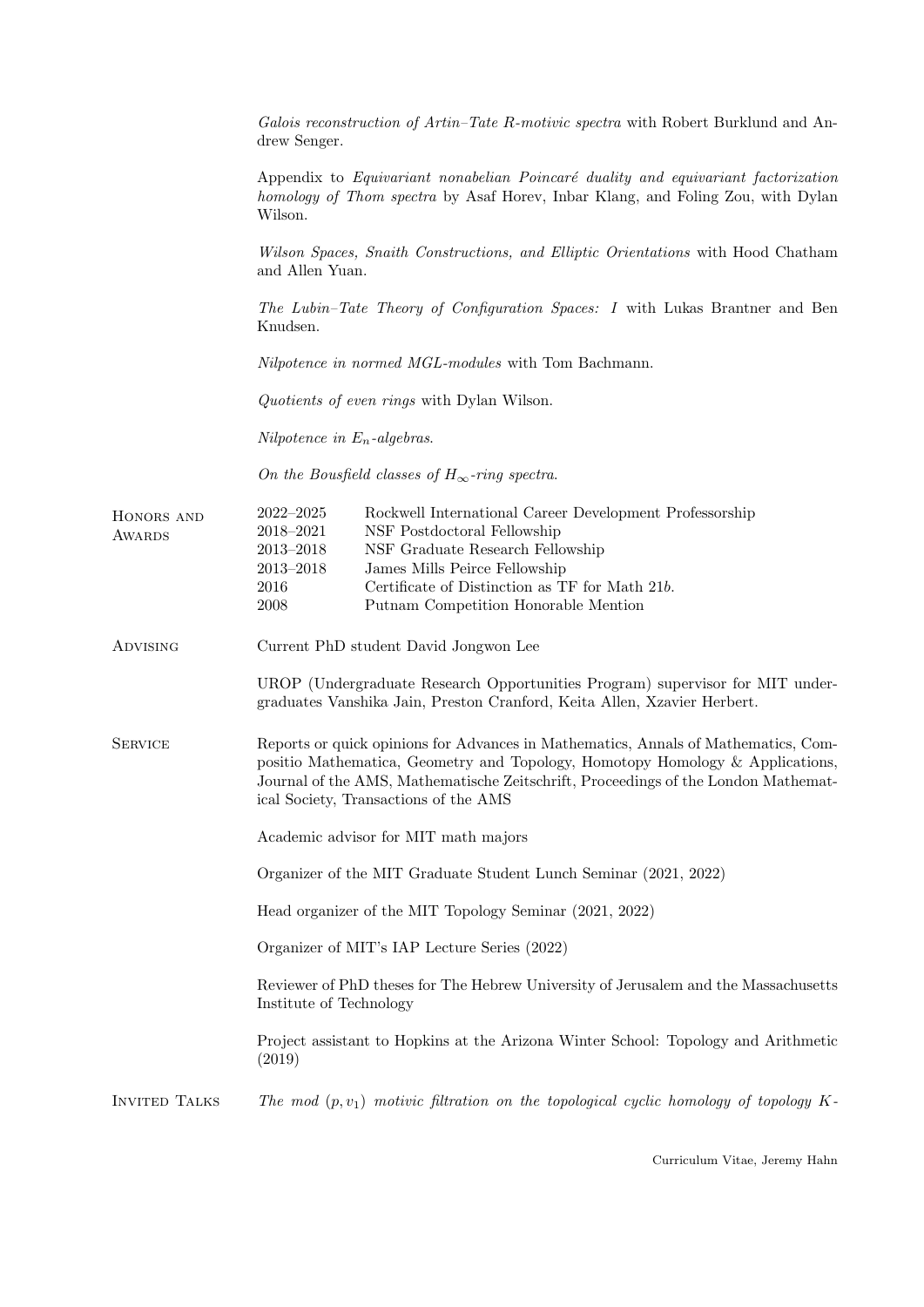*Galois reconstruction of Artin–Tate R-motivic spectra* with Robert Burklund and Andrew Senger.

Appendix to *Equivariant nonabelian Poincaré duality and equivariant factorization homology of Thom spectra* by Asaf Horev, Inbar Klang, and Foling Zou, with Dylan Wilson.

*Wilson Spaces, Snaith Constructions, and Elliptic Orientations* with Hood Chatham and Allen Yuan.

*The Lubin–Tate Theory of Configuration Spaces: I* with Lukas Brantner and Ben Knudsen.

*Nilpotence in normed MGL-modules* with Tom Bachmann.

*Quotients of even rings* with Dylan Wilson.

*Nilpotence in $E_n$-algebras.*

*On the Bousfield classes of $H_\infty$-ring spectra.*

## Honors and Awards

| | |
|---|---|
| 2022–2025 | Rockwell International Career Development Professorship |
| 2018–2021 | NSF Postdoctoral Fellowship |
| 2013–2018 | NSF Graduate Research Fellowship |
| 2013–2018 | James Mills Peirce Fellowship |
| 2016 | Certificate of Distinction as TF for Math 21*b*. |
| 2008 | Putnam Competition Honorable Mention |

## Advising

Current PhD student David Jongwon Lee

UROP (Undergraduate Research Opportunities Program) supervisor for MIT undergraduates Vanshika Jain, Preston Cranford, Keita Allen, Xzavier Herbert.

## Service

Reports or quick opinions for Advances in Mathematics, Annals of Mathematics, Compositio Mathematica, Geometry and Topology, Homotopy Homology & Applications, Journal of the AMS, Mathematische Zeitschrift, Proceedings of the London Mathematical Society, Transactions of the AMS

Academic advisor for MIT math majors

Organizer of the MIT Graduate Student Lunch Seminar (2021, 2022)

Head organizer of the MIT Topology Seminar (2021, 2022)

Organizer of MIT's IAP Lecture Series (2022)

Reviewer of PhD theses for The Hebrew University of Jerusalem and the Massachusetts Institute of Technology

Project assistant to Hopkins at the Arizona Winter School: Topology and Arithmetic (2019)

## Invited Talks

*The mod $(p, v_1)$ motivic filtration on the topological cyclic homology of topology $K$-*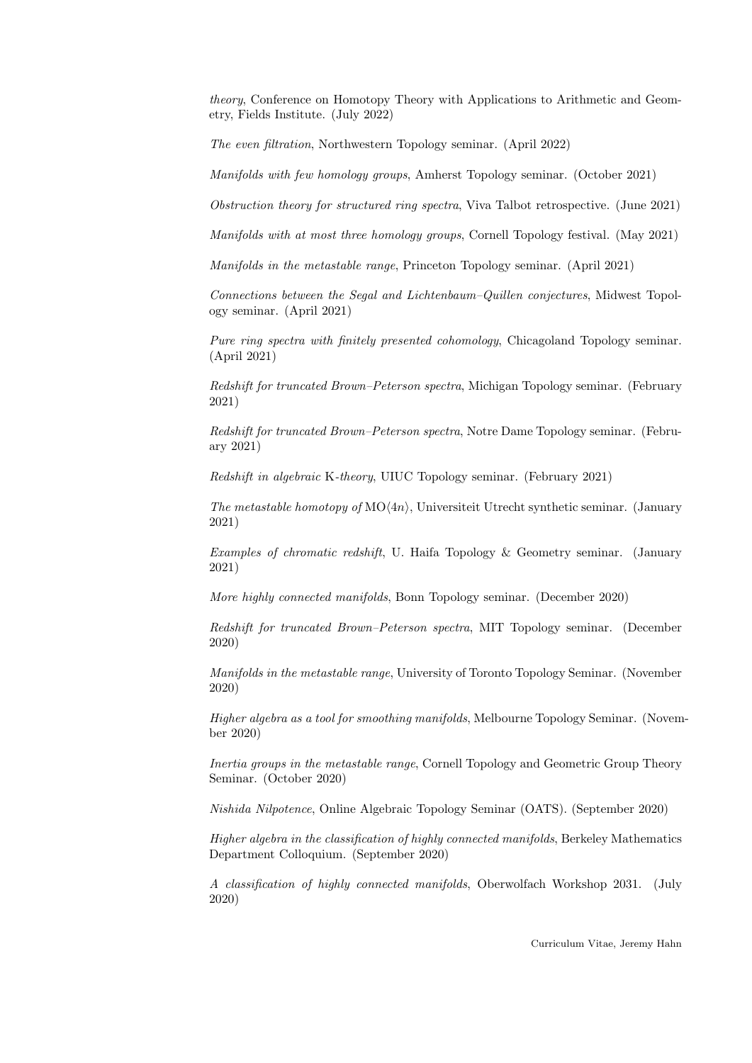*theory*, Conference on Homotopy Theory with Applications to Arithmetic and Geometry, Fields Institute. (July 2022)

*The even filtration*, Northwestern Topology seminar. (April 2022)

*Manifolds with few homology groups*, Amherst Topology seminar. (October 2021)

*Obstruction theory for structured ring spectra*, Viva Talbot retrospective. (June 2021)

*Manifolds with at most three homology groups*, Cornell Topology festival. (May 2021)

*Manifolds in the metastable range*, Princeton Topology seminar. (April 2021)

*Connections between the Segal and Lichtenbaum–Quillen conjectures*, Midwest Topology seminar. (April 2021)

*Pure ring spectra with finitely presented cohomology*, Chicagoland Topology seminar. (April 2021)

*Redshift for truncated Brown–Peterson spectra*, Michigan Topology seminar. (February 2021)

*Redshift for truncated Brown–Peterson spectra*, Notre Dame Topology seminar. (February 2021)

*Redshift in algebraic* K*-theory*, UIUC Topology seminar. (February 2021)

*The metastable homotopy of* $\mathrm{MO}\langle 4n\rangle$, Universiteit Utrecht synthetic seminar. (January 2021)

*Examples of chromatic redshift*, U. Haifa Topology & Geometry seminar. (January 2021)

*More highly connected manifolds*, Bonn Topology seminar. (December 2020)

*Redshift for truncated Brown–Peterson spectra*, MIT Topology seminar. (December 2020)

*Manifolds in the metastable range*, University of Toronto Topology Seminar. (November 2020)

*Higher algebra as a tool for smoothing manifolds*, Melbourne Topology Seminar. (November 2020)

*Inertia groups in the metastable range*, Cornell Topology and Geometric Group Theory Seminar. (October 2020)

*Nishida Nilpotence*, Online Algebraic Topology Seminar (OATS). (September 2020)

*Higher algebra in the classification of highly connected manifolds*, Berkeley Mathematics Department Colloquium. (September 2020)

*A classification of highly connected manifolds*, Oberwolfach Workshop 2031. (July 2020)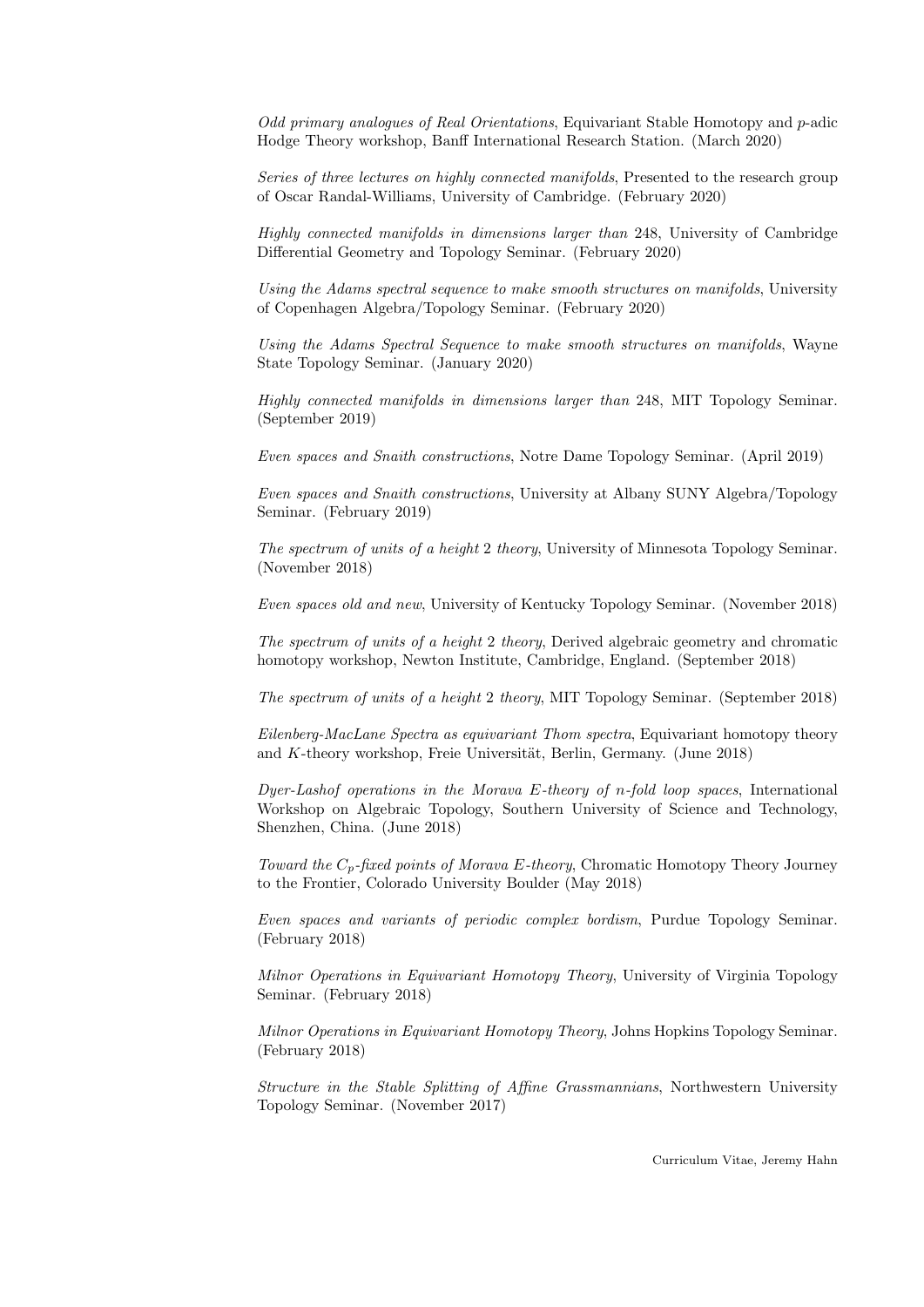*Odd primary analogues of Real Orientations*, Equivariant Stable Homotopy and $p$-adic Hodge Theory workshop, Banff International Research Station. (March 2020)

*Series of three lectures on highly connected manifolds*, Presented to the research group of Oscar Randal-Williams, University of Cambridge. (February 2020)

*Highly connected manifolds in dimensions larger than* 248, University of Cambridge Differential Geometry and Topology Seminar. (February 2020)

*Using the Adams spectral sequence to make smooth structures on manifolds*, University of Copenhagen Algebra/Topology Seminar. (February 2020)

*Using the Adams Spectral Sequence to make smooth structures on manifolds*, Wayne State Topology Seminar. (January 2020)

*Highly connected manifolds in dimensions larger than* 248, MIT Topology Seminar. (September 2019)

*Even spaces and Snaith constructions*, Notre Dame Topology Seminar. (April 2019)

*Even spaces and Snaith constructions*, University at Albany SUNY Algebra/Topology Seminar. (February 2019)

*The spectrum of units of a height* 2 *theory*, University of Minnesota Topology Seminar. (November 2018)

*Even spaces old and new*, University of Kentucky Topology Seminar. (November 2018)

*The spectrum of units of a height* 2 *theory*, Derived algebraic geometry and chromatic homotopy workshop, Newton Institute, Cambridge, England. (September 2018)

*The spectrum of units of a height* 2 *theory*, MIT Topology Seminar. (September 2018)

*Eilenberg-MacLane Spectra as equivariant Thom spectra*, Equivariant homotopy theory and $K$-theory workshop, Freie Universität, Berlin, Germany. (June 2018)

*Dyer-Lashof operations in the Morava $E$-theory of $n$-fold loop spaces*, International Workshop on Algebraic Topology, Southern University of Science and Technology, Shenzhen, China. (June 2018)

*Toward the $C_p$-fixed points of Morava $E$-theory*, Chromatic Homotopy Theory Journey to the Frontier, Colorado University Boulder (May 2018)

*Even spaces and variants of periodic complex bordism*, Purdue Topology Seminar. (February 2018)

*Milnor Operations in Equivariant Homotopy Theory*, University of Virginia Topology Seminar. (February 2018)

*Milnor Operations in Equivariant Homotopy Theory*, Johns Hopkins Topology Seminar. (February 2018)

*Structure in the Stable Splitting of Affine Grassmannians*, Northwestern University Topology Seminar. (November 2017)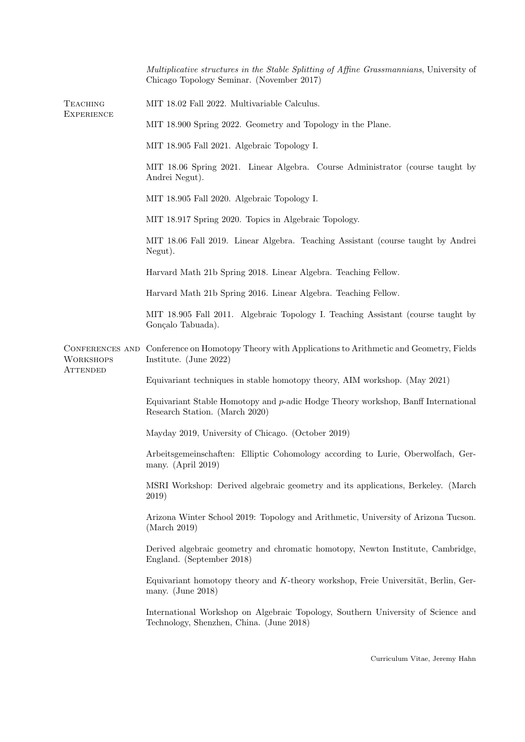*Multiplicative structures in the Stable Splitting of Affine Grassmannians*, University of Chicago Topology Seminar. (November 2017)

## Teaching Experience

MIT 18.02 Fall 2022. Multivariable Calculus.

MIT 18.900 Spring 2022. Geometry and Topology in the Plane.

MIT 18.905 Fall 2021. Algebraic Topology I.

MIT 18.06 Spring 2021. Linear Algebra. Course Administrator (course taught by Andrei Negut).

MIT 18.905 Fall 2020. Algebraic Topology I.

MIT 18.917 Spring 2020. Topics in Algebraic Topology.

MIT 18.06 Fall 2019. Linear Algebra. Teaching Assistant (course taught by Andrei Negut).

Harvard Math 21b Spring 2018. Linear Algebra. Teaching Fellow.

Harvard Math 21b Spring 2016. Linear Algebra. Teaching Fellow.

MIT 18.905 Fall 2011. Algebraic Topology I. Teaching Assistant (course taught by Gonçalo Tabuada).

## Conferences and Workshops Attended

Conference on Homotopy Theory with Applications to Arithmetic and Geometry, Fields Institute. (June 2022)

Equivariant techniques in stable homotopy theory, AIM workshop. (May 2021)

Equivariant Stable Homotopy and $p$-adic Hodge Theory workshop, Banff International Research Station. (March 2020)

Mayday 2019, University of Chicago. (October 2019)

Arbeitsgemeinschaften: Elliptic Cohomology according to Lurie, Oberwolfach, Germany. (April 2019)

MSRI Workshop: Derived algebraic geometry and its applications, Berkeley. (March 2019)

Arizona Winter School 2019: Topology and Arithmetic, University of Arizona Tucson. (March 2019)

Derived algebraic geometry and chromatic homotopy, Newton Institute, Cambridge, England. (September 2018)

Equivariant homotopy theory and $K$-theory workshop, Freie Universität, Berlin, Germany. (June 2018)

International Workshop on Algebraic Topology, Southern University of Science and Technology, Shenzhen, China. (June 2018)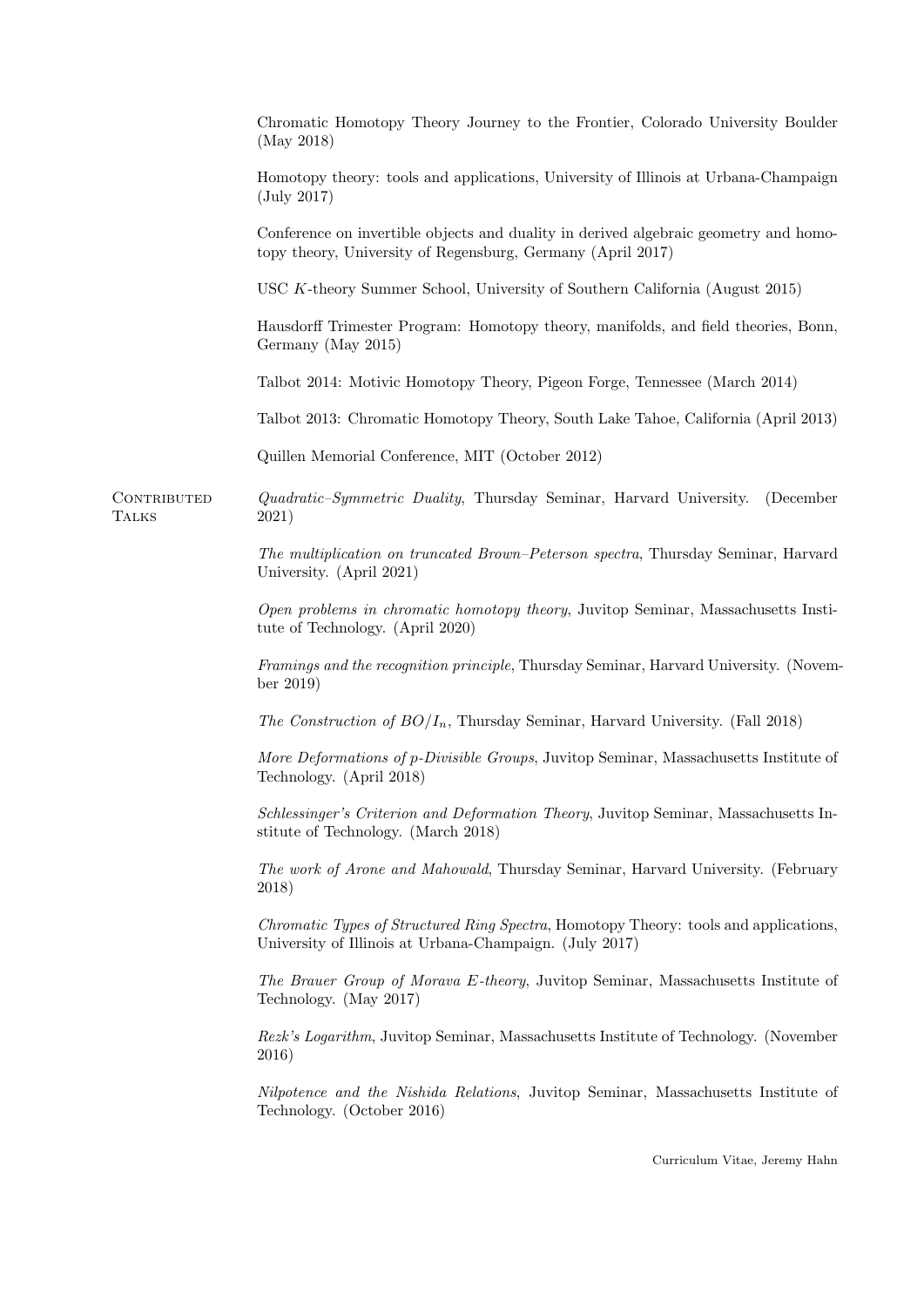Chromatic Homotopy Theory Journey to the Frontier, Colorado University Boulder (May 2018)

Homotopy theory: tools and applications, University of Illinois at Urbana-Champaign (July 2017)

Conference on invertible objects and duality in derived algebraic geometry and homotopy theory, University of Regensburg, Germany (April 2017)

USC $K$-theory Summer School, University of Southern California (August 2015)

Hausdorff Trimester Program: Homotopy theory, manifolds, and field theories, Bonn, Germany (May 2015)

Talbot 2014: Motivic Homotopy Theory, Pigeon Forge, Tennessee (March 2014)

Talbot 2013: Chromatic Homotopy Theory, South Lake Tahoe, California (April 2013)

Quillen Memorial Conference, MIT (October 2012)

## Contributed Talks

*Quadratic–Symmetric Duality*, Thursday Seminar, Harvard University. (December 2021)

*The multiplication on truncated Brown–Peterson spectra*, Thursday Seminar, Harvard University. (April 2021)

*Open problems in chromatic homotopy theory*, Juvitop Seminar, Massachusetts Institute of Technology. (April 2020)

*Framings and the recognition principle*, Thursday Seminar, Harvard University. (November 2019)

*The Construction of $BO/I_n$*, Thursday Seminar, Harvard University. (Fall 2018)

*More Deformations of $p$-Divisible Groups*, Juvitop Seminar, Massachusetts Institute of Technology. (April 2018)

*Schlessinger's Criterion and Deformation Theory*, Juvitop Seminar, Massachusetts Institute of Technology. (March 2018)

*The work of Arone and Mahowald*, Thursday Seminar, Harvard University. (February 2018)

*Chromatic Types of Structured Ring Spectra*, Homotopy Theory: tools and applications, University of Illinois at Urbana-Champaign. (July 2017)

*The Brauer Group of Morava $E$-theory*, Juvitop Seminar, Massachusetts Institute of Technology. (May 2017)

*Rezk's Logarithm*, Juvitop Seminar, Massachusetts Institute of Technology. (November 2016)

*Nilpotence and the Nishida Relations*, Juvitop Seminar, Massachusetts Institute of Technology. (October 2016)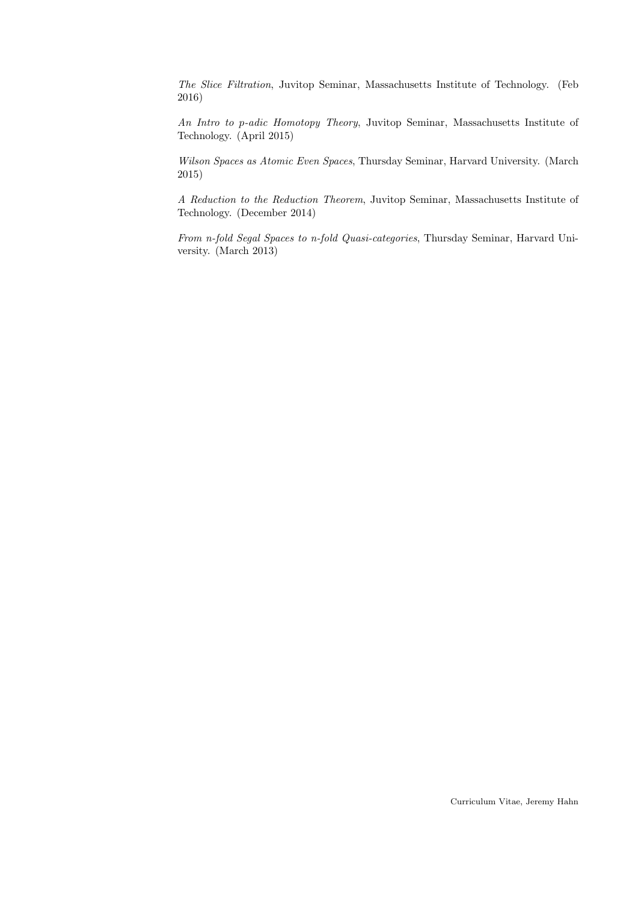*The Slice Filtration*, Juvitop Seminar, Massachusetts Institute of Technology. (Feb 2016)

*An Intro to p-adic Homotopy Theory*, Juvitop Seminar, Massachusetts Institute of Technology. (April 2015)

*Wilson Spaces as Atomic Even Spaces*, Thursday Seminar, Harvard University. (March 2015)

*A Reduction to the Reduction Theorem*, Juvitop Seminar, Massachusetts Institute of Technology. (December 2014)

*From n-fold Segal Spaces to n-fold Quasi-categories*, Thursday Seminar, Harvard University. (March 2013)